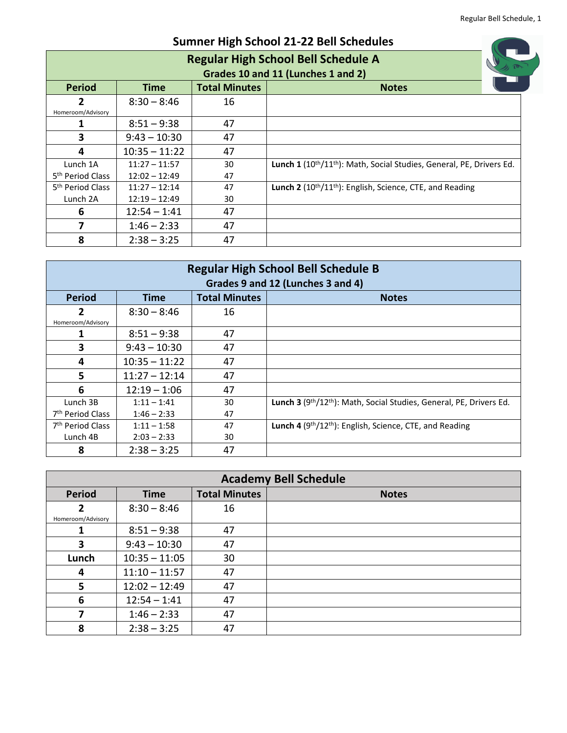# Sumner High School 21-22 Bell Schedules

## Regular High School Bell Schedule A
### Grades 10 and 11 (Lunches 1 and 2)

| Period | Time | Total Minutes | Notes |
|---|---|---|---|
| **2** Homeroom/Advisory | 8:30 – 8:46 | 16 | |
| **1** | 8:51 – 9:38 | 47 | |
| **3** | 9:43 – 10:30 | 47 | |
| **4** | 10:35 – 11:22 | 47 | |
| Lunch 1A<br>5th Period Class | 11:27 – 11:57<br>12:02 – 12:49 | 30<br>47 | **Lunch 1** (10th/11th): Math, Social Studies, General, PE, Drivers Ed. |
| 5th Period Class<br>Lunch 2A | 11:27 – 12:14<br>12:19 – 12:49 | 47<br>30 | **Lunch 2** (10th/11th): English, Science, CTE, and Reading |
| **6** | 12:54 – 1:41 | 47 | |
| **7** | 1:46 – 2:33 | 47 | |
| **8** | 2:38 – 3:25 | 47 | |

## Regular High School Bell Schedule B
### Grades 9 and 12 (Lunches 3 and 4)

| Period | Time | Total Minutes | Notes |
|---|---|---|---|
| **2** Homeroom/Advisory | 8:30 – 8:46 | 16 | |
| **1** | 8:51 – 9:38 | 47 | |
| **3** | 9:43 – 10:30 | 47 | |
| **4** | 10:35 – 11:22 | 47 | |
| **5** | 11:27 – 12:14 | 47 | |
| **6** | 12:19 – 1:06 | 47 | |
| Lunch 3B<br>7th Period Class | 1:11 – 1:41<br>1:46 – 2:33 | 30<br>47 | **Lunch 3** (9th/12th): Math, Social Studies, General, PE, Drivers Ed. |
| 7th Period Class<br>Lunch 4B | 1:11 – 1:58<br>2:03 – 2:33 | 47<br>30 | **Lunch 4** (9th/12th): English, Science, CTE, and Reading |
| **8** | 2:38 – 3:25 | 47 | |

## Academy Bell Schedule

| Period | Time | Total Minutes | Notes |
|---|---|---|---|
| **2** Homeroom/Advisory | 8:30 – 8:46 | 16 | |
| **1** | 8:51 – 9:38 | 47 | |
| **3** | 9:43 – 10:30 | 47 | |
| **Lunch** | 10:35 – 11:05 | 30 | |
| **4** | 11:10 – 11:57 | 47 | |
| **5** | 12:02 – 12:49 | 47 | |
| **6** | 12:54 – 1:41 | 47 | |
| **7** | 1:46 – 2:33 | 47 | |
| **8** | 2:38 – 3:25 | 47 | |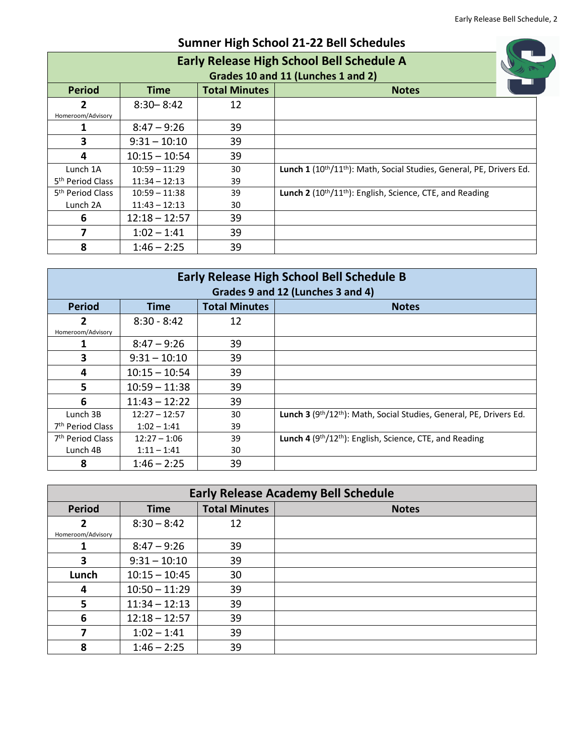# Sumner High School 21-22 Bell Schedules

## Early Release High School Bell Schedule A

### Grades 10 and 11 (Lunches 1 and 2)

| Period | Time | Total Minutes | Notes |
|---|---|---|---|
| **2** Homeroom/Advisory | 8:30– 8:42 | 12 | |
| **1** | 8:47 – 9:26 | 39 | |
| **3** | 9:31 – 10:10 | 39 | |
| **4** | 10:15 – 10:54 | 39 | |
| Lunch 1A<br>5th Period Class | 10:59 – 11:29<br>11:34 – 12:13 | 30<br>39 | **Lunch 1** (10th/11th): Math, Social Studies, General, PE, Drivers Ed. |
| 5th Period Class<br>Lunch 2A | 10:59 – 11:38<br>11:43 – 12:13 | 39<br>30 | **Lunch 2** (10th/11th): English, Science, CTE, and Reading |
| **6** | 12:18 – 12:57 | 39 | |
| **7** | 1:02 – 1:41 | 39 | |
| **8** | 1:46 – 2:25 | 39 | |

## Early Release High School Bell Schedule B

### Grades 9 and 12 (Lunches 3 and 4)

| Period | Time | Total Minutes | Notes |
|---|---|---|---|
| **2** Homeroom/Advisory | 8:30 - 8:42 | 12 | |
| **1** | 8:47 – 9:26 | 39 | |
| **3** | 9:31 – 10:10 | 39 | |
| **4** | 10:15 – 10:54 | 39 | |
| **5** | 10:59 – 11:38 | 39 | |
| **6** | 11:43 – 12:22 | 39 | |
| Lunch 3B<br>7th Period Class | 12:27 – 12:57<br>1:02 – 1:41 | 30<br>39 | **Lunch 3** (9th/12th): Math, Social Studies, General, PE, Drivers Ed. |
| 7th Period Class<br>Lunch 4B | 12:27 – 1:06<br>1:11 – 1:41 | 39<br>30 | **Lunch 4** (9th/12th): English, Science, CTE, and Reading |
| **8** | 1:46 – 2:25 | 39 | |

## Early Release Academy Bell Schedule

| Period | Time | Total Minutes | Notes |
|---|---|---|---|
| **2** Homeroom/Advisory | 8:30 – 8:42 | 12 | |
| **1** | 8:47 – 9:26 | 39 | |
| **3** | 9:31 – 10:10 | 39 | |
| **Lunch** | 10:15 – 10:45 | 30 | |
| **4** | 10:50 – 11:29 | 39 | |
| **5** | 11:34 – 12:13 | 39 | |
| **6** | 12:18 – 12:57 | 39 | |
| **7** | 1:02 – 1:41 | 39 | |
| **8** | 1:46 – 2:25 | 39 | |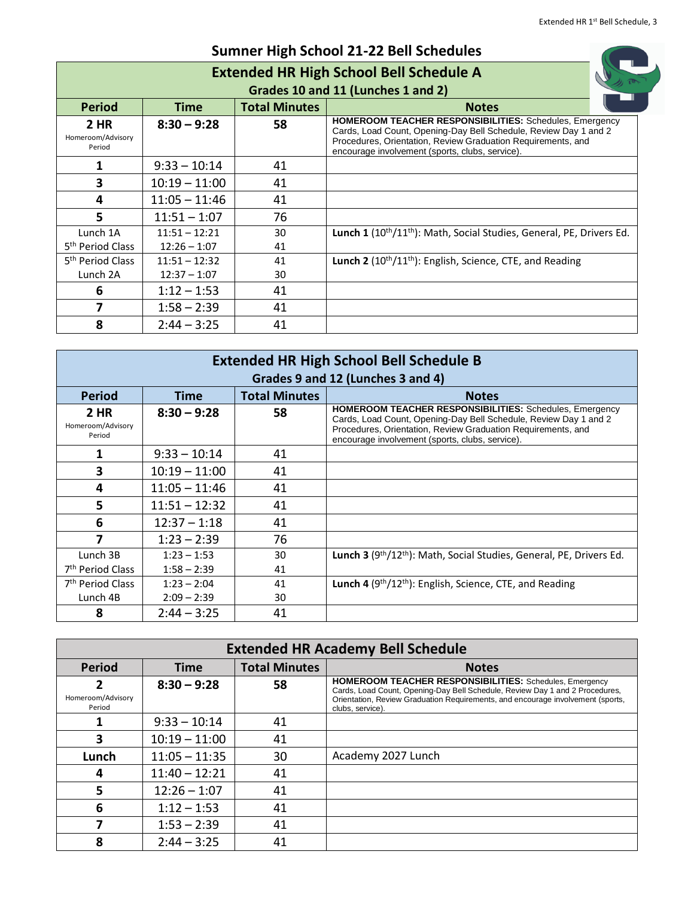# Sumner High School 21-22 Bell Schedules

## Extended HR High School Bell Schedule A

### Grades 10 and 11 (Lunches 1 and 2)

| Period | Time | Total Minutes | Notes |
|---|---|---|---|
| **2 HR** Homeroom/Advisory Period | **8:30 – 9:28** | **58** | **HOMEROOM TEACHER RESPONSIBILITIES:** Schedules, Emergency Cards, Load Count, Opening-Day Bell Schedule, Review Day 1 and 2 Procedures, Orientation, Review Graduation Requirements, and encourage involvement (sports, clubs, service). |
| **1** | 9:33 – 10:14 | 41 | |
| **3** | 10:19 – 11:00 | 41 | |
| **4** | 11:05 – 11:46 | 41 | |
| **5** | 11:51 – 1:07 | 76 | |
| Lunch 1A<br>5th Period Class | 11:51 – 12:21<br>12:26 – 1:07 | 30<br>41 | **Lunch 1** (10th/11th): Math, Social Studies, General, PE, Drivers Ed. |
| 5th Period Class<br>Lunch 2A | 11:51 – 12:32<br>12:37 – 1:07 | 41<br>30 | **Lunch 2** (10th/11th): English, Science, CTE, and Reading |
| **6** | 1:12 – 1:53 | 41 | |
| **7** | 1:58 – 2:39 | 41 | |
| **8** | 2:44 – 3:25 | 41 | |

## Extended HR High School Bell Schedule B

### Grades 9 and 12 (Lunches 3 and 4)

| Period | Time | Total Minutes | Notes |
|---|---|---|---|
| **2 HR** Homeroom/Advisory Period | **8:30 – 9:28** | **58** | **HOMEROOM TEACHER RESPONSIBILITIES:** Schedules, Emergency Cards, Load Count, Opening-Day Bell Schedule, Review Day 1 and 2 Procedures, Orientation, Review Graduation Requirements, and encourage involvement (sports, clubs, service). |
| **1** | 9:33 – 10:14 | 41 | |
| **3** | 10:19 – 11:00 | 41 | |
| **4** | 11:05 – 11:46 | 41 | |
| **5** | 11:51 – 12:32 | 41 | |
| **6** | 12:37 – 1:18 | 41 | |
| **7** | 1:23 – 2:39 | 76 | |
| Lunch 3B<br>7th Period Class | 1:23 – 1:53<br>1:58 – 2:39 | 30<br>41 | **Lunch 3** (9th/12th): Math, Social Studies, General, PE, Drivers Ed. |
| 7th Period Class<br>Lunch 4B | 1:23 – 2:04<br>2:09 – 2:39 | 41<br>30 | **Lunch 4** (9th/12th): English, Science, CTE, and Reading |
| **8** | 2:44 – 3:25 | 41 | |

## Extended HR Academy Bell Schedule

| Period | Time | Total Minutes | Notes |
|---|---|---|---|
| **2** Homeroom/Advisory Period | **8:30 – 9:28** | **58** | **HOMEROOM TEACHER RESPONSIBILITIES:** Schedules, Emergency Cards, Load Count, Opening-Day Bell Schedule, Review Day 1 and 2 Procedures, Orientation, Review Graduation Requirements, and encourage involvement (sports, clubs, service). |
| **1** | 9:33 – 10:14 | 41 | |
| **3** | 10:19 – 11:00 | 41 | |
| **Lunch** | 11:05 – 11:35 | 30 | Academy 2027 Lunch |
| **4** | 11:40 – 12:21 | 41 | |
| **5** | 12:26 – 1:07 | 41 | |
| **6** | 1:12 – 1:53 | 41 | |
| **7** | 1:53 – 2:39 | 41 | |
| **8** | 2:44 – 3:25 | 41 | |